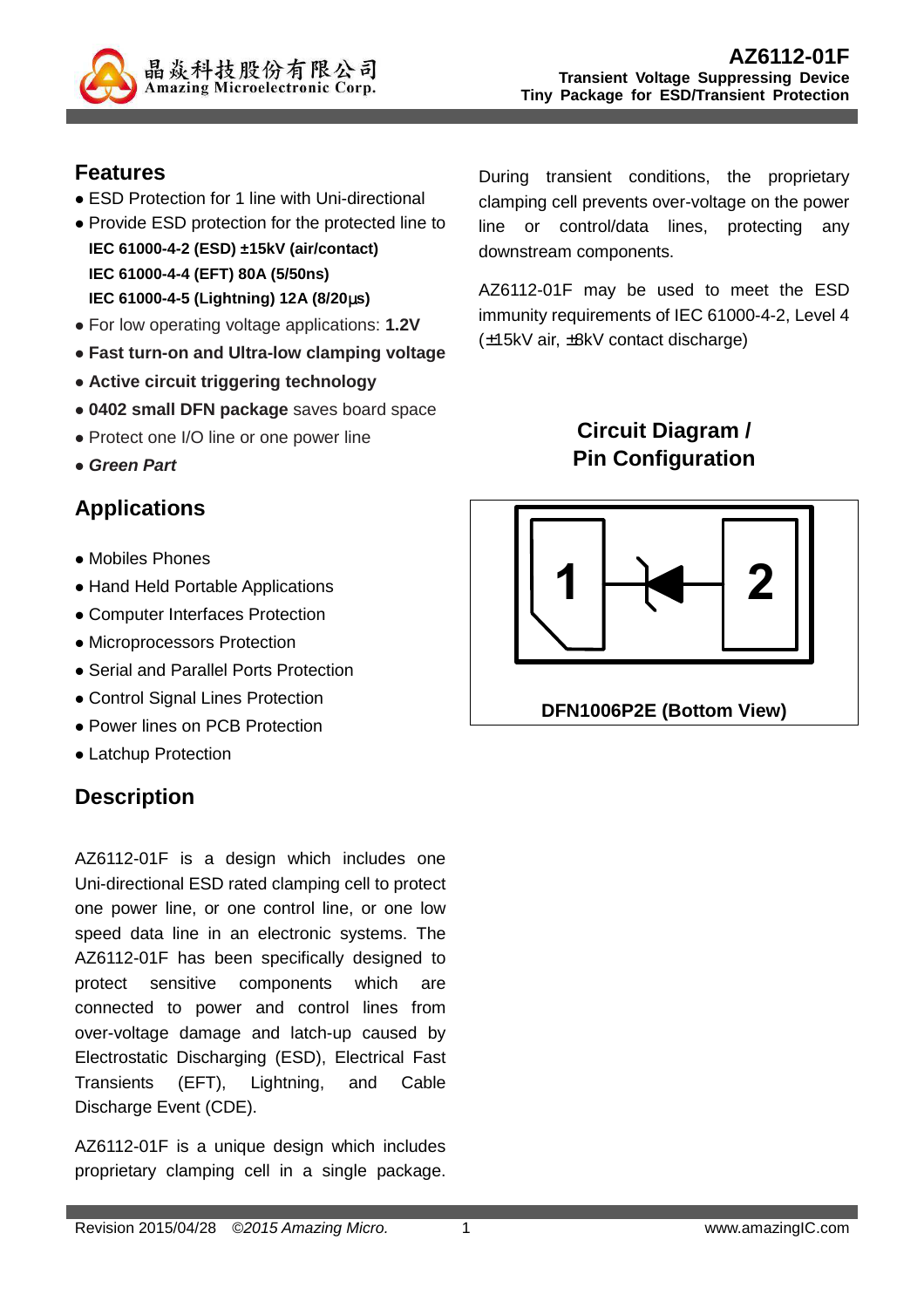# AZ6112-01F

**Transient Voltage Suppressing Device**
**Tiny Package for ESD/Transient Protection**

## Features

- ESD Protection for 1 line with Uni-directional
- Provide ESD protection for the protected line to
  **IEC 61000-4-2 (ESD) ±15kV (air/contact)**
  **IEC 61000-4-4 (EFT) 80A (5/50ns)**
  **IEC 61000-4-5 (Lightning) 12A (8/20µs)**
- For low operating voltage applications: **1.2V**
- **Fast turn-on and Ultra-low clamping voltage**
- **Active circuit triggering technology**
- **0402 small DFN package** saves board space
- Protect one I/O line or one power line
- ***Green Part***

## Applications

- Mobiles Phones
- Hand Held Portable Applications
- Computer Interfaces Protection
- Microprocessors Protection
- Serial and Parallel Ports Protection
- Control Signal Lines Protection
- Power lines on PCB Protection
- Latchup Protection

## Description

AZ6112-01F is a design which includes one Uni-directional ESD rated clamping cell to protect one power line, or one control line, or one low speed data line in an electronic systems. The AZ6112-01F has been specifically designed to protect sensitive components which are connected to power and control lines from over-voltage damage and latch-up caused by Electrostatic Discharging (ESD), Electrical Fast Transients (EFT), Lightning, and Cable Discharge Event (CDE).

AZ6112-01F is a unique design which includes proprietary clamping cell in a single package. During transient conditions, the proprietary clamping cell prevents over-voltage on the power line or control/data lines, protecting any downstream components.

AZ6112-01F may be used to meet the ESD immunity requirements of IEC 61000-4-2, Level 4 (±15kV air, ±8kV contact discharge)

## Circuit Diagram / Pin Configuration

DFN1006P2E (Bottom View)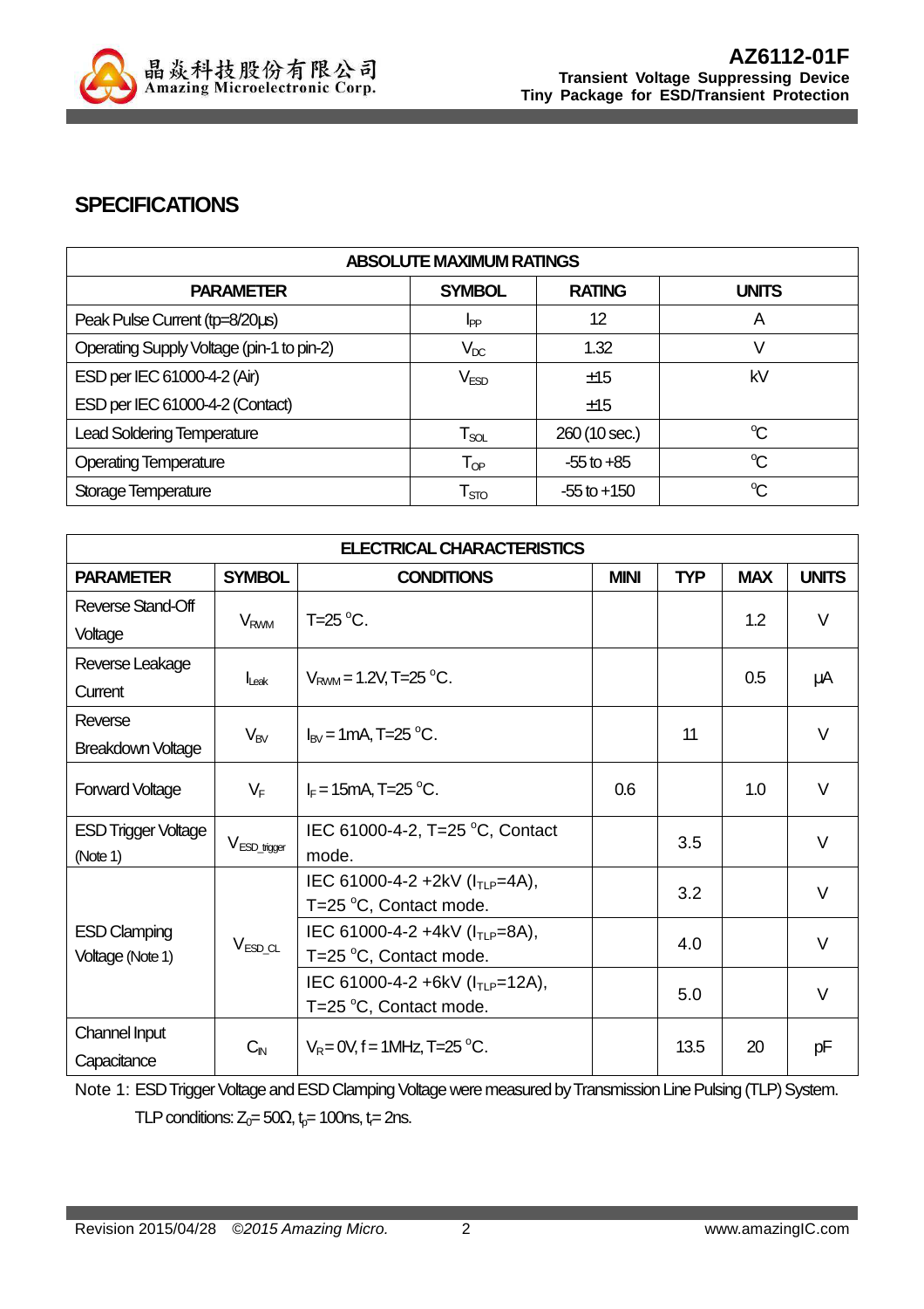## SPECIFICATIONS

| ABSOLUTE MAXIMUM RATINGS | | | |
|---|---|---|---|
| **PARAMETER** | **SYMBOL** | **RATING** | **UNITS** |
| Peak Pulse Current (tp=8/20µs) | $I_{PP}$ | 12 | A |
| Operating Supply Voltage (pin-1 to pin-2) | $V_{DC}$ | 1.32 | V |
| ESD per IEC 61000-4-2 (Air)<br>ESD per IEC 61000-4-2 (Contact) | $V_{ESD}$ | ±15<br>±15 | kV |
| Lead Soldering Temperature | $T_{SOL}$ | 260 (10 sec.) | °C |
| Operating Temperature | $T_{OP}$ | -55 to +85 | °C |
| Storage Temperature | $T_{STO}$ | -55 to +150 | °C |

| ELECTRICAL CHARACTERISTICS | | | | | | |
|---|---|---|---|---|---|---|
| **PARAMETER** | **SYMBOL** | **CONDITIONS** | **MINI** | **TYP** | **MAX** | **UNITS** |
| Reverse Stand-Off Voltage | $V_{RWM}$ | T=25 °C. | | | 1.2 | V |
| Reverse Leakage Current | $I_{Leak}$ | $V_{RWM}$ = 1.2V, T=25 °C. | | | 0.5 | µA |
| Reverse Breakdown Voltage | $V_{BV}$ | $I_{BV}$ = 1mA, T=25 °C. | | 11 | | V |
| Forward Voltage | $V_F$ | $I_F$ = 15mA, T=25 °C. | 0.6 | | 1.0 | V |
| ESD Trigger Voltage (Note 1) | $V_{ESD\_trigger}$ | IEC 61000-4-2, T=25 °C, Contact mode. | | 3.5 | | V |
| ESD Clamping Voltage (Note 1) | $V_{ESD\_CL}$ | IEC 61000-4-2 +2kV ($I_{TLP}$=4A), T=25 °C, Contact mode. | | 3.2 | | V |
| | | IEC 61000-4-2 +4kV ($I_{TLP}$=8A), T=25 °C, Contact mode. | | 4.0 | | V |
| | | IEC 61000-4-2 +6kV ($I_{TLP}$=12A), T=25 °C, Contact mode. | | 5.0 | | V |
| Channel Input Capacitance | $C_{IN}$ | $V_R$= 0V, f = 1MHz, T=25 °C. | | 13.5 | 20 | pF |

Note 1: ESD Trigger Voltage and ESD Clamping Voltage were measured by Transmission Line Pulsing (TLP) System.
TLP conditions: $Z_0$= 50Ω, $t_p$= 100ns, $t_r$= 2ns.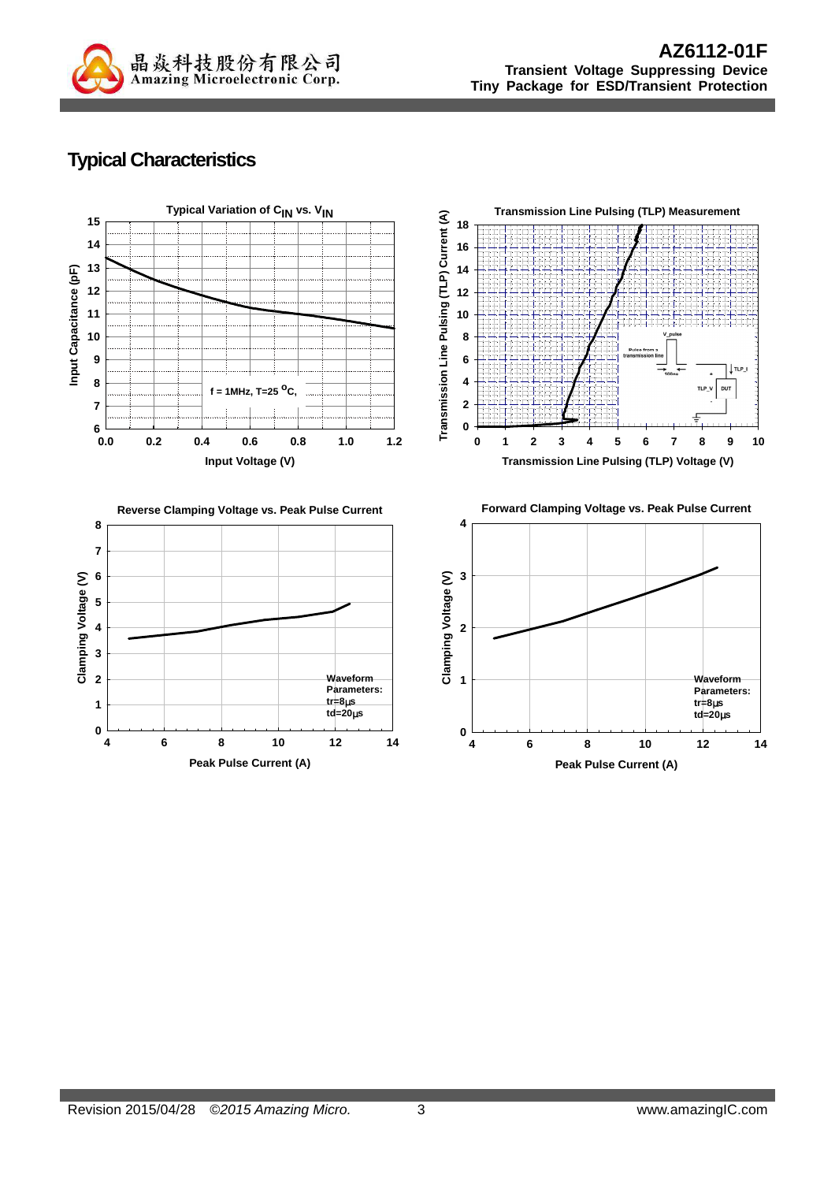## Typical Characteristics

**Typical Variation of $C_{IN}$ vs. $V_{IN}$**

Input Capacitance (pF) vs. Input Voltage (V)

f = 1MHz, T=25 °C,

**Transmission Line Pulsing (TLP) Measurement**

Transmission Line Pulsing (TLP) Current (A) vs. Transmission Line Pulsing (TLP) Voltage (V)

**Reverse Clamping Voltage vs. Peak Pulse Current**

Clamping Voltage (V) vs. Peak Pulse Current (A)

Waveform Parameters: tr=8μs td=20μs

**Forward Clamping Voltage vs. Peak Pulse Current**

Clamping Voltage (V) vs. Peak Pulse Current (A)

Waveform Parameters: tr=8μs td=20μs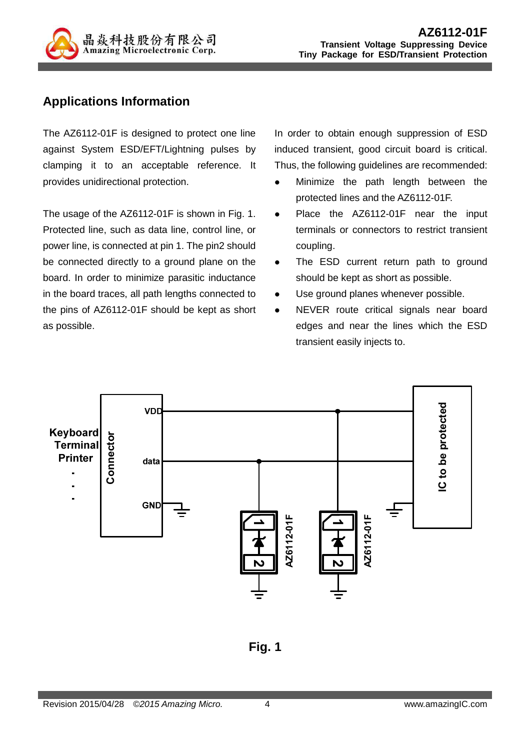## Applications Information

The AZ6112-01F is designed to protect one line against System ESD/EFT/Lightning pulses by clamping it to an acceptable reference. It provides unidirectional protection.

The usage of the AZ6112-01F is shown in Fig. 1. Protected line, such as data line, control line, or power line, is connected at pin 1. The pin2 should be connected directly to a ground plane on the board. In order to minimize parasitic inductance in the board traces, all path lengths connected to the pins of AZ6112-01F should be kept as short as possible.

In order to obtain enough suppression of ESD induced transient, good circuit board is critical. Thus, the following guidelines are recommended:

- Minimize the path length between the protected lines and the AZ6112-01F.
- Place the AZ6112-01F near the input terminals or connectors to restrict transient coupling.
- The ESD current return path to ground should be kept as short as possible.
- Use ground planes whenever possible.
- NEVER route critical signals near board edges and near the lines which the ESD transient easily injects to.

Fig. 1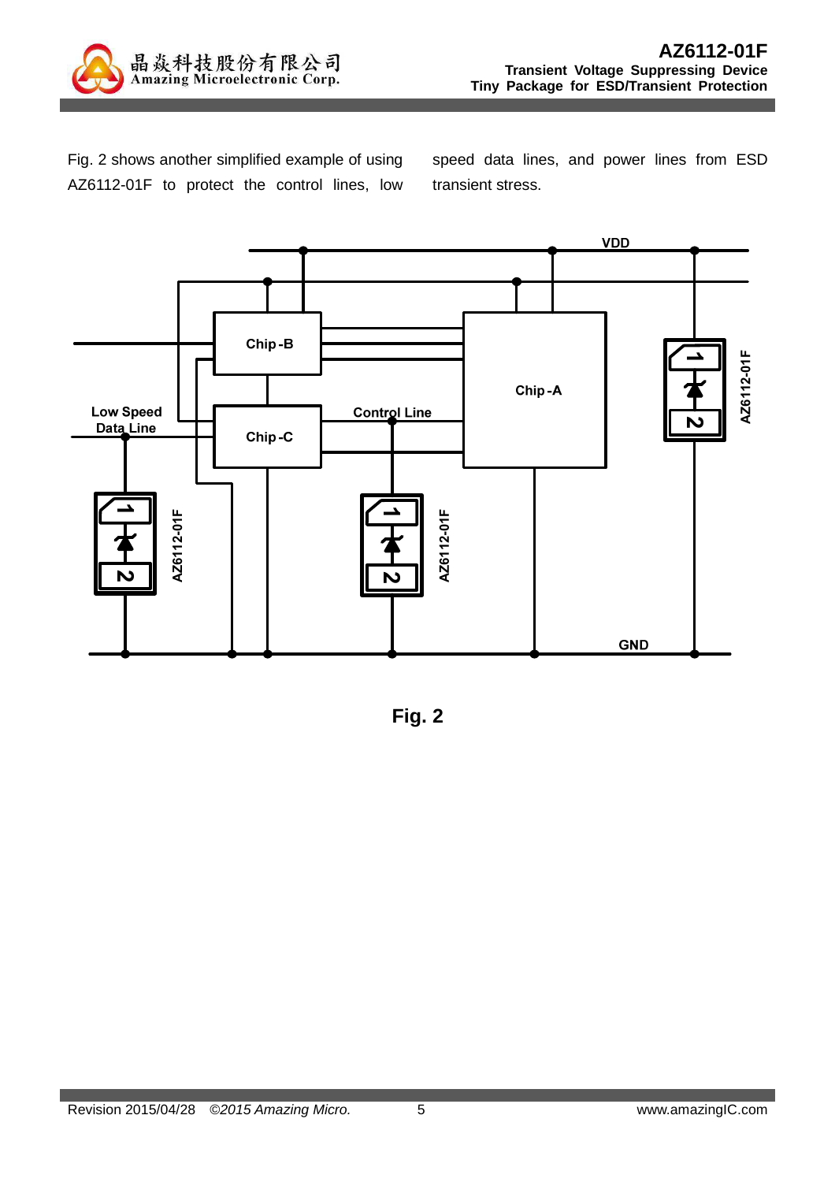Fig. 2 shows another simplified example of using AZ6112-01F to protect the control lines, low speed data lines, and power lines from ESD transient stress.

**Fig. 2**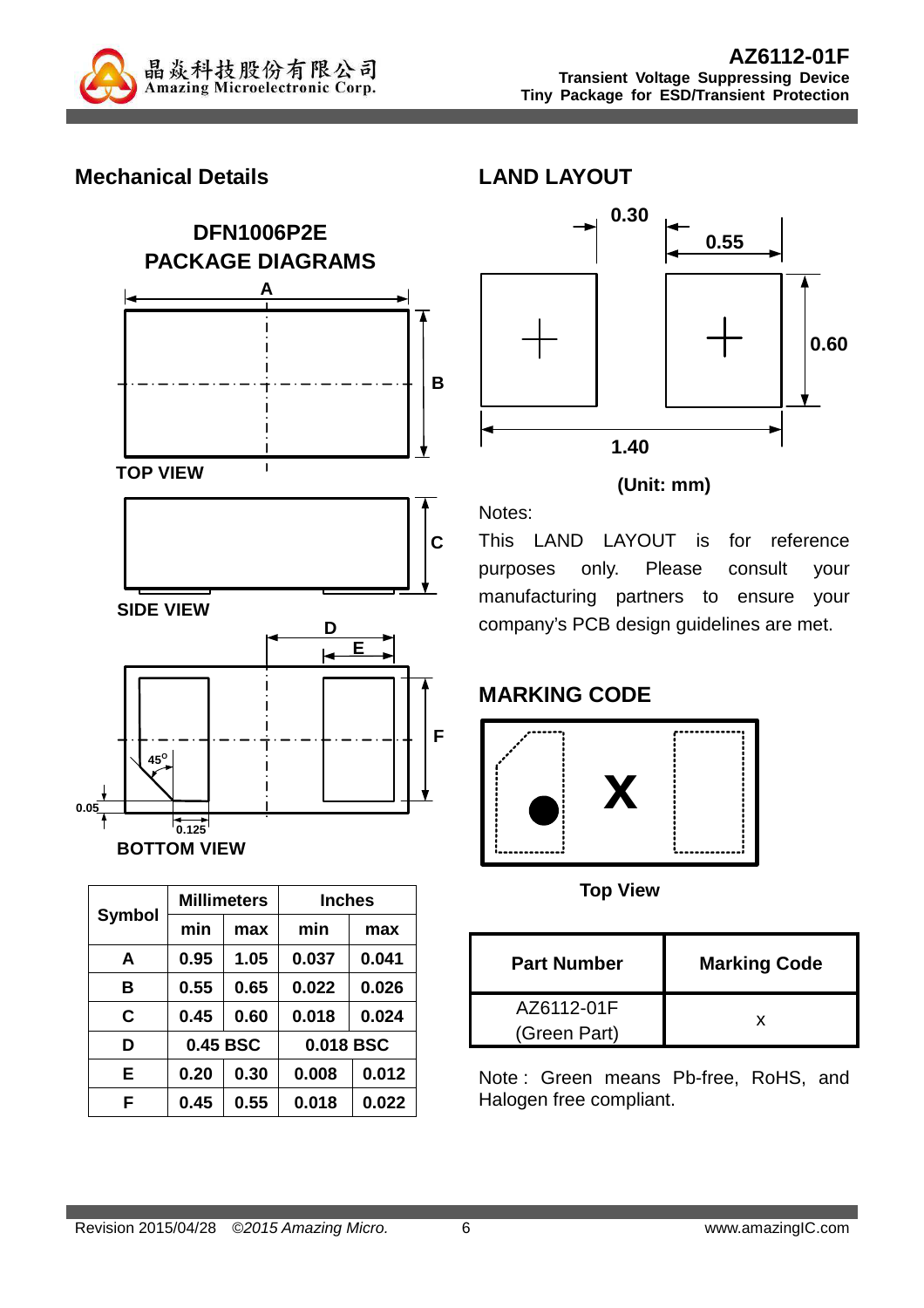## Mechanical Details

### DFN1006P2E PACKAGE DIAGRAMS

TOP VIEW

SIDE VIEW

BOTTOM VIEW

| Symbol | Millimeters | | Inches | |
|---|---|---|---|---|
| | min | max | min | max |
| A | 0.95 | 1.05 | 0.037 | 0.041 |
| B | 0.55 | 0.65 | 0.022 | 0.026 |
| C | 0.45 | 0.60 | 0.018 | 0.024 |
| D | 0.45 BSC | | 0.018 BSC | |
| E | 0.20 | 0.30 | 0.008 | 0.012 |
| F | 0.45 | 0.55 | 0.018 | 0.022 |

## LAND LAYOUT

(Unit: mm)

Notes:

This LAND LAYOUT is for reference purposes only. Please consult your manufacturing partners to ensure your company's PCB design guidelines are met.

## MARKING CODE

Top View

| Part Number | Marking Code |
|---|---|
| AZ6112-01F (Green Part) | x |

Note : Green means Pb-free, RoHS, and Halogen free compliant.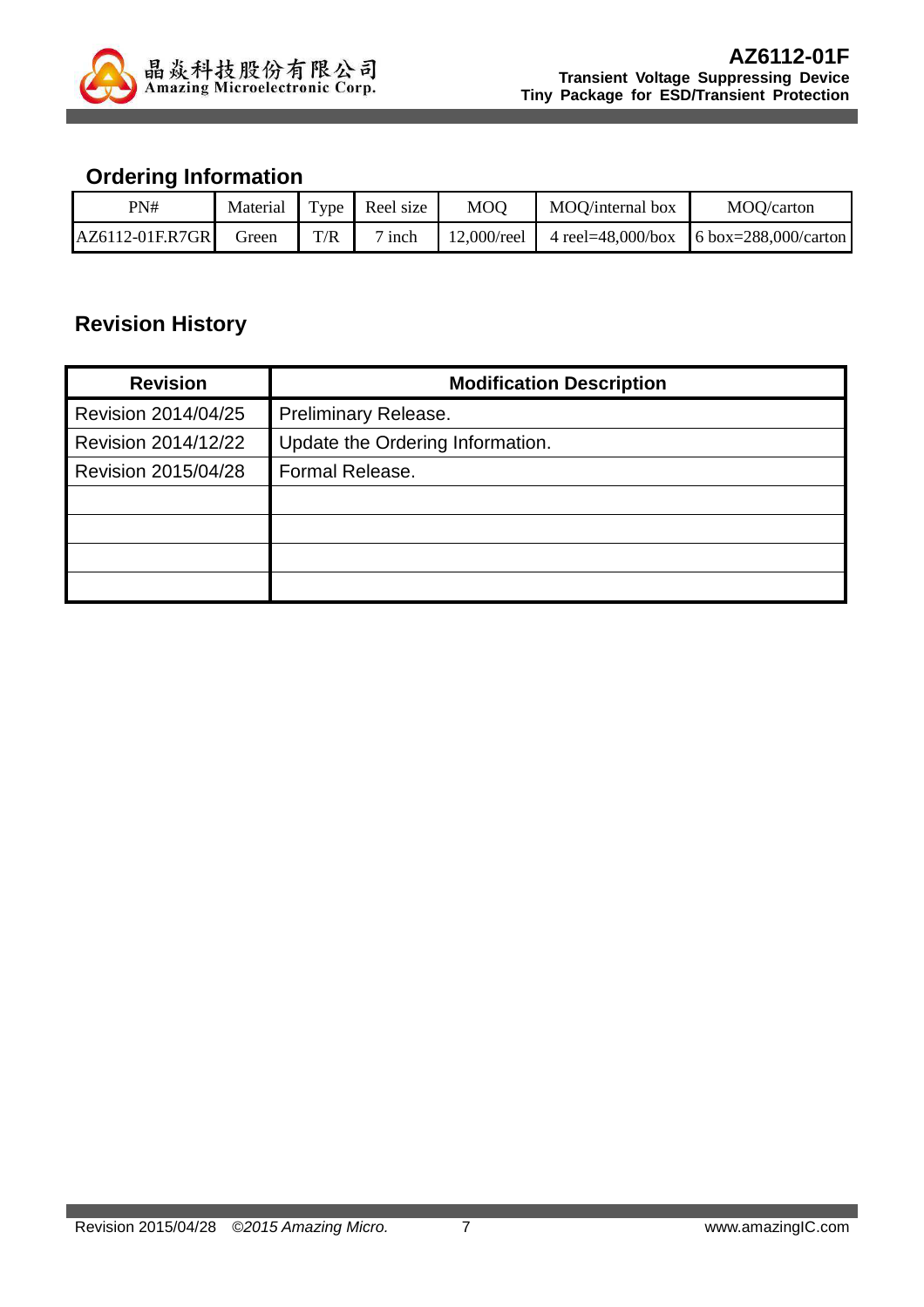## Ordering Information

| PN# | Material | Type | Reel size | MOQ | MOQ/internal box | MOQ/carton |
|---|---|---|---|---|---|---|
| AZ6112-01F.R7GR | Green | T/R | 7 inch | 12,000/reel | 4 reel=48,000/box | 6 box=288,000/carton |

## Revision History

| Revision | Modification Description |
|---|---|
| Revision 2014/04/25 | Preliminary Release. |
| Revision 2014/12/22 | Update the Ordering Information. |
| Revision 2015/04/28 | Formal Release. |
| | |
| | |
| | |
| | |